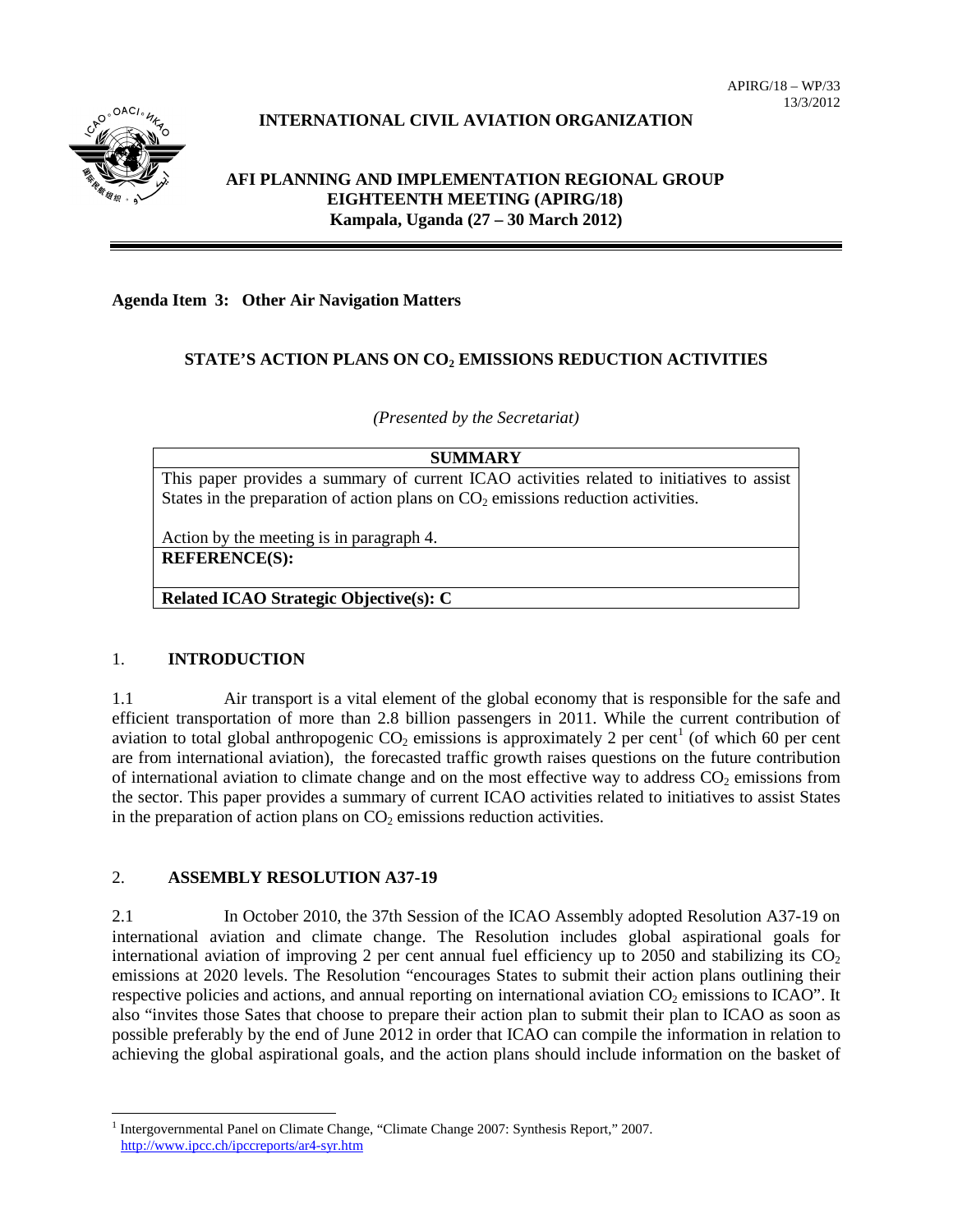APIRG/18 – WP/33
13/3/2012

**INTERNATIONAL CIVIL AVIATION ORGANIZATION**

**AFI PLANNING AND IMPLEMENTATION REGIONAL GROUP**
**EIGHTEENTH MEETING (APIRG/18)**
**Kampala, Uganda (27 – 30 March 2012)**

**Agenda Item 3: Other Air Navigation Matters**

## STATE'S ACTION PLANS ON $CO_2$ EMISSIONS REDUCTION ACTIVITIES

*(Presented by the Secretariat)*

| **SUMMARY** |
|---|
| This paper provides a summary of current ICAO activities related to initiatives to assist States in the preparation of action plans on $CO_2$ emissions reduction activities.<br><br>Action by the meeting is in paragraph 4. |
| **REFERENCE(S):** |
| **Related ICAO Strategic Objective(s): C** |

## 1. INTRODUCTION

1.1 Air transport is a vital element of the global economy that is responsible for the safe and efficient transportation of more than 2.8 billion passengers in 2011. While the current contribution of aviation to total global anthropogenic $CO_2$ emissions is approximately 2 per cent[1] (of which 60 per cent are from international aviation), the forecasted traffic growth raises questions on the future contribution of international aviation to climate change and on the most effective way to address $CO_2$ emissions from the sector. This paper provides a summary of current ICAO activities related to initiatives to assist States in the preparation of action plans on $CO_2$ emissions reduction activities.

## 2. ASSEMBLY RESOLUTION A37-19

2.1 In October 2010, the 37th Session of the ICAO Assembly adopted Resolution A37-19 on international aviation and climate change. The Resolution includes global aspirational goals for international aviation of improving 2 per cent annual fuel efficiency up to 2050 and stabilizing its $CO_2$ emissions at 2020 levels. The Resolution "encourages States to submit their action plans outlining their respective policies and actions, and annual reporting on international aviation $CO_2$ emissions to ICAO". It also "invites those Sates that choose to prepare their action plan to submit their plan to ICAO as soon as possible preferably by the end of June 2012 in order that ICAO can compile the information in relation to achieving the global aspirational goals, and the action plans should include information on the basket of

[1] Intergovernmental Panel on Climate Change, "Climate Change 2007: Synthesis Report," 2007. http://www.ipcc.ch/ipccreports/ar4-syr.htm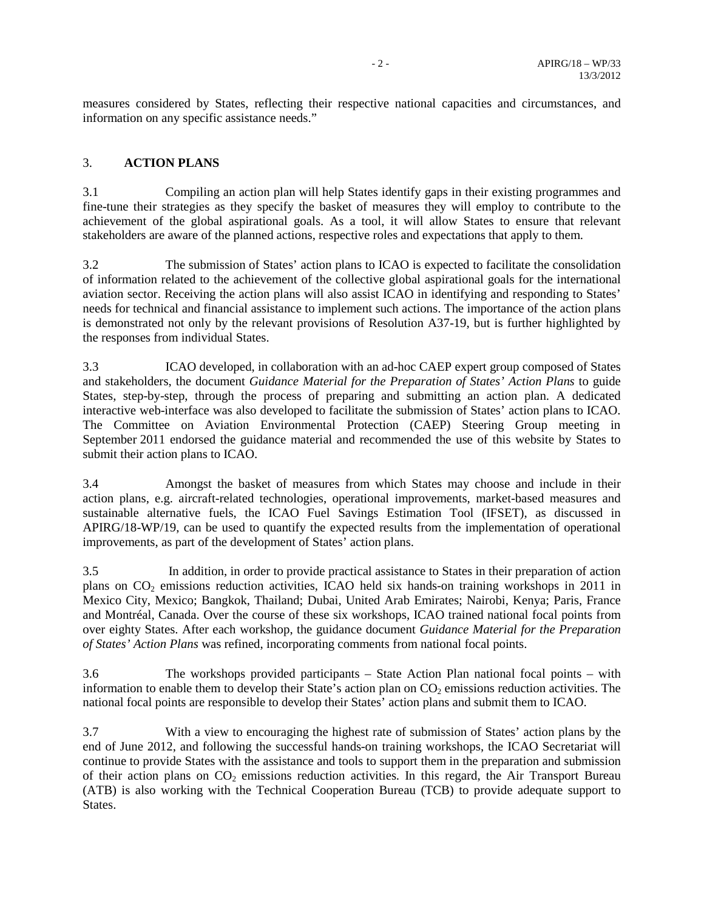measures considered by States, reflecting their respective national capacities and circumstances, and information on any specific assistance needs."

## 3. ACTION PLANS

3.1 Compiling an action plan will help States identify gaps in their existing programmes and fine-tune their strategies as they specify the basket of measures they will employ to contribute to the achievement of the global aspirational goals. As a tool, it will allow States to ensure that relevant stakeholders are aware of the planned actions, respective roles and expectations that apply to them.

3.2 The submission of States' action plans to ICAO is expected to facilitate the consolidation of information related to the achievement of the collective global aspirational goals for the international aviation sector. Receiving the action plans will also assist ICAO in identifying and responding to States' needs for technical and financial assistance to implement such actions. The importance of the action plans is demonstrated not only by the relevant provisions of Resolution A37-19, but is further highlighted by the responses from individual States.

3.3 ICAO developed, in collaboration with an ad-hoc CAEP expert group composed of States and stakeholders, the document *Guidance Material for the Preparation of States' Action Plans* to guide States, step-by-step, through the process of preparing and submitting an action plan. A dedicated interactive web-interface was also developed to facilitate the submission of States' action plans to ICAO. The Committee on Aviation Environmental Protection (CAEP) Steering Group meeting in September 2011 endorsed the guidance material and recommended the use of this website by States to submit their action plans to ICAO.

3.4 Amongst the basket of measures from which States may choose and include in their action plans, e.g. aircraft-related technologies, operational improvements, market-based measures and sustainable alternative fuels, the ICAO Fuel Savings Estimation Tool (IFSET), as discussed in APIRG/18-WP/19, can be used to quantify the expected results from the implementation of operational improvements, as part of the development of States' action plans.

3.5 In addition, in order to provide practical assistance to States in their preparation of action plans on $CO_2$ emissions reduction activities, ICAO held six hands-on training workshops in 2011 in Mexico City, Mexico; Bangkok, Thailand; Dubai, United Arab Emirates; Nairobi, Kenya; Paris, France and Montréal, Canada. Over the course of these six workshops, ICAO trained national focal points from over eighty States. After each workshop, the guidance document *Guidance Material for the Preparation of States' Action Plans* was refined, incorporating comments from national focal points.

3.6 The workshops provided participants – State Action Plan national focal points – with information to enable them to develop their State's action plan on $CO_2$ emissions reduction activities. The national focal points are responsible to develop their States' action plans and submit them to ICAO.

3.7 With a view to encouraging the highest rate of submission of States' action plans by the end of June 2012, and following the successful hands-on training workshops, the ICAO Secretariat will continue to provide States with the assistance and tools to support them in the preparation and submission of their action plans on $CO_2$ emissions reduction activities. In this regard, the Air Transport Bureau (ATB) is also working with the Technical Cooperation Bureau (TCB) to provide adequate support to States.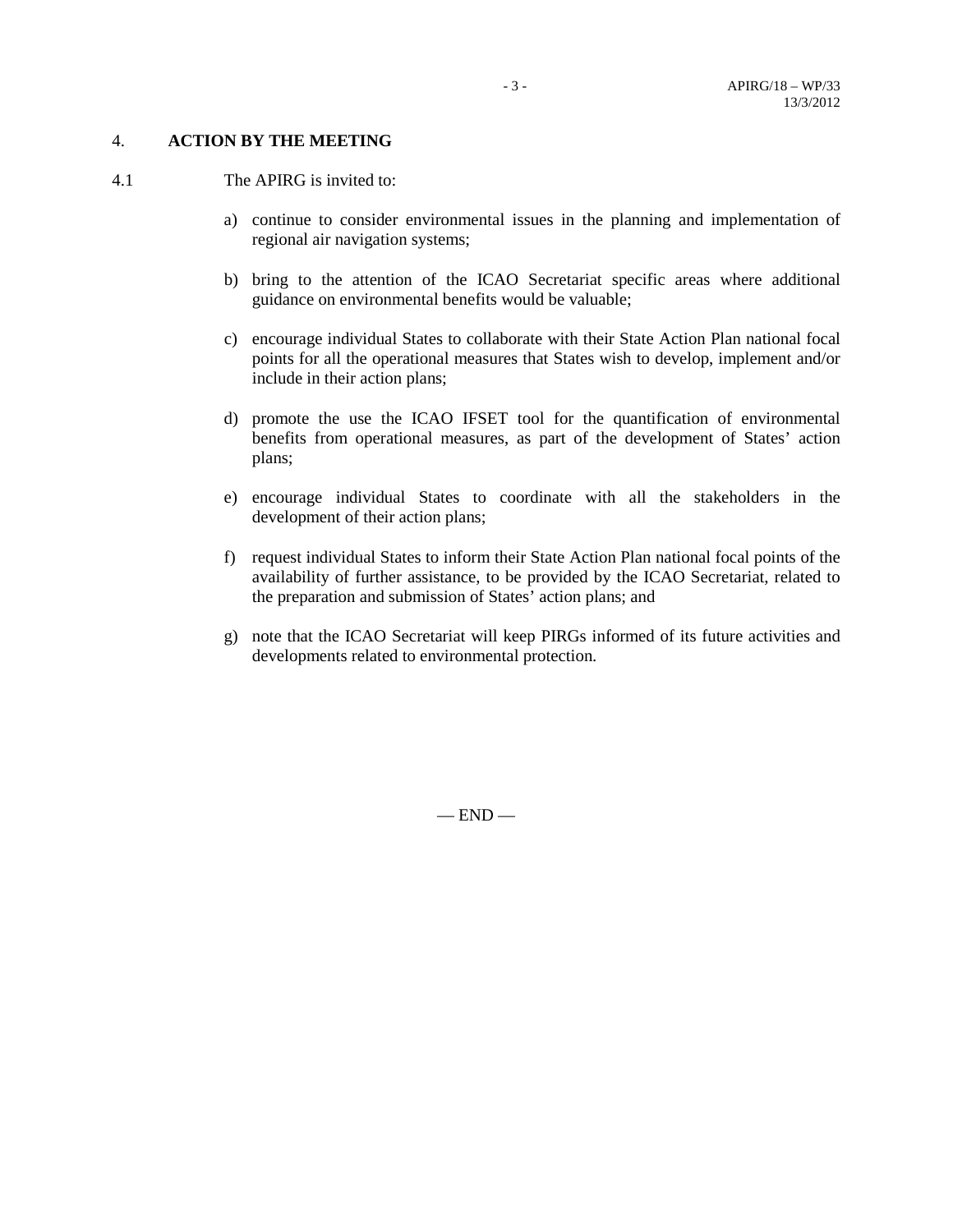## 4. ACTION BY THE MEETING

4.1 The APIRG is invited to:

a) continue to consider environmental issues in the planning and implementation of regional air navigation systems;

b) bring to the attention of the ICAO Secretariat specific areas where additional guidance on environmental benefits would be valuable;

c) encourage individual States to collaborate with their State Action Plan national focal points for all the operational measures that States wish to develop, implement and/or include in their action plans;

d) promote the use the ICAO IFSET tool for the quantification of environmental benefits from operational measures, as part of the development of States' action plans;

e) encourage individual States to coordinate with all the stakeholders in the development of their action plans;

f) request individual States to inform their State Action Plan national focal points of the availability of further assistance, to be provided by the ICAO Secretariat, related to the preparation and submission of States' action plans; and

g) note that the ICAO Secretariat will keep PIRGs informed of its future activities and developments related to environmental protection.

— END —